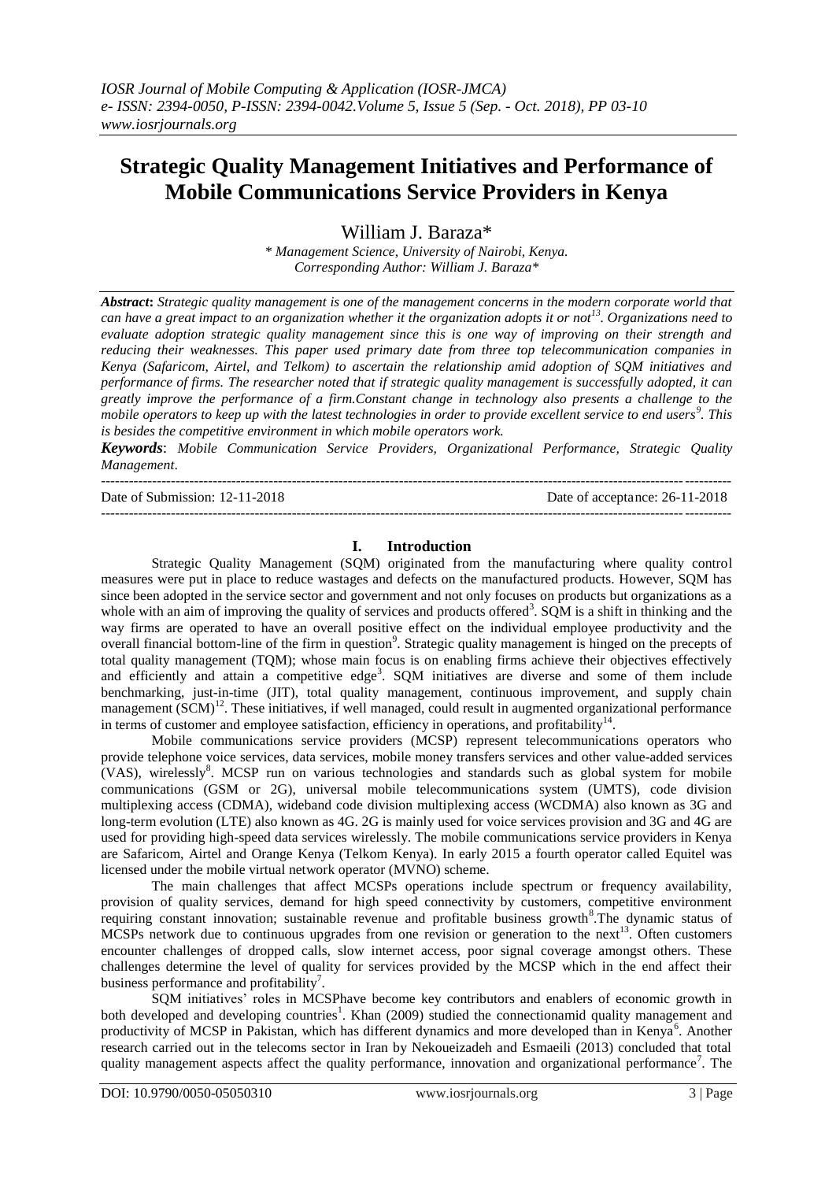# Strategic Quality Management Initiatives and Performance of Mobile Communications Service Providers in Kenya

William J. Baraza*

*\* Management Science, University of Nairobi, Kenya.*
*Corresponding Author: William J. Baraza\**

***Abstract**: Strategic quality management is one of the management concerns in the modern corporate world that can have a great impact to an organization whether it the organization adopts it or not[13]. Organizations need to evaluate adoption strategic quality management since this is one way of improving on their strength and reducing their weaknesses. This paper used primary date from three top telecommunication companies in Kenya (Safaricom, Airtel, and Telkom) to ascertain the relationship amid adoption of SQM initiatives and performance of firms. The researcher noted that if strategic quality management is successfully adopted, it can greatly improve the performance of a firm.Constant change in technology also presents a challenge to the mobile operators to keep up with the latest technologies in order to provide excellent service to end users[9]. This is besides the competitive environment in which mobile operators work.*

***Keywords**: Mobile Communication Service Providers, Organizational Performance, Strategic Quality Management.*

---

Date of Submission: 12-11-2018 | Date of acceptance: 26-11-2018

---

## I. Introduction

Strategic Quality Management (SQM) originated from the manufacturing where quality control measures were put in place to reduce wastages and defects on the manufactured products. However, SQM has since been adopted in the service sector and government and not only focuses on products but organizations as a whole with an aim of improving the quality of services and products offered[3]. SQM is a shift in thinking and the way firms are operated to have an overall positive effect on the individual employee productivity and the overall financial bottom-line of the firm in question[9]. Strategic quality management is hinged on the precepts of total quality management (TQM); whose main focus is on enabling firms achieve their objectives effectively and efficiently and attain a competitive edge[3]. SQM initiatives are diverse and some of them include benchmarking, just-in-time (JIT), total quality management, continuous improvement, and supply chain management (SCM)[12]. These initiatives, if well managed, could result in augmented organizational performance in terms of customer and employee satisfaction, efficiency in operations, and profitability[14].

Mobile communications service providers (MCSP) represent telecommunications operators who provide telephone voice services, data services, mobile money transfers services and other value-added services (VAS), wirelessly[8]. MCSP run on various technologies and standards such as global system for mobile communications (GSM or 2G), universal mobile telecommunications system (UMTS), code division multiplexing access (CDMA), wideband code division multiplexing access (WCDMA) also known as 3G and long-term evolution (LTE) also known as 4G. 2G is mainly used for voice services provision and 3G and 4G are used for providing high-speed data services wirelessly. The mobile communications service providers in Kenya are Safaricom, Airtel and Orange Kenya (Telkom Kenya). In early 2015 a fourth operator called Equitel was licensed under the mobile virtual network operator (MVNO) scheme.

The main challenges that affect MCSPs operations include spectrum or frequency availability, provision of quality services, demand for high speed connectivity by customers, competitive environment requiring constant innovation; sustainable revenue and profitable business growth[8].The dynamic status of MCSPs network due to continuous upgrades from one revision or generation to the next[13]. Often customers encounter challenges of dropped calls, slow internet access, poor signal coverage amongst others. These challenges determine the level of quality for services provided by the MCSP which in the end affect their business performance and profitability[7].

SQM initiatives' roles in MCSPhave become key contributors and enablers of economic growth in both developed and developing countries[1]. Khan (2009) studied the connectionamid quality management and productivity of MCSP in Pakistan, which has different dynamics and more developed than in Kenya[6]. Another research carried out in the telecoms sector in Iran by Nekoueizadeh and Esmaeili (2013) concluded that total quality management aspects affect the quality performance, innovation and organizational performance[7]. The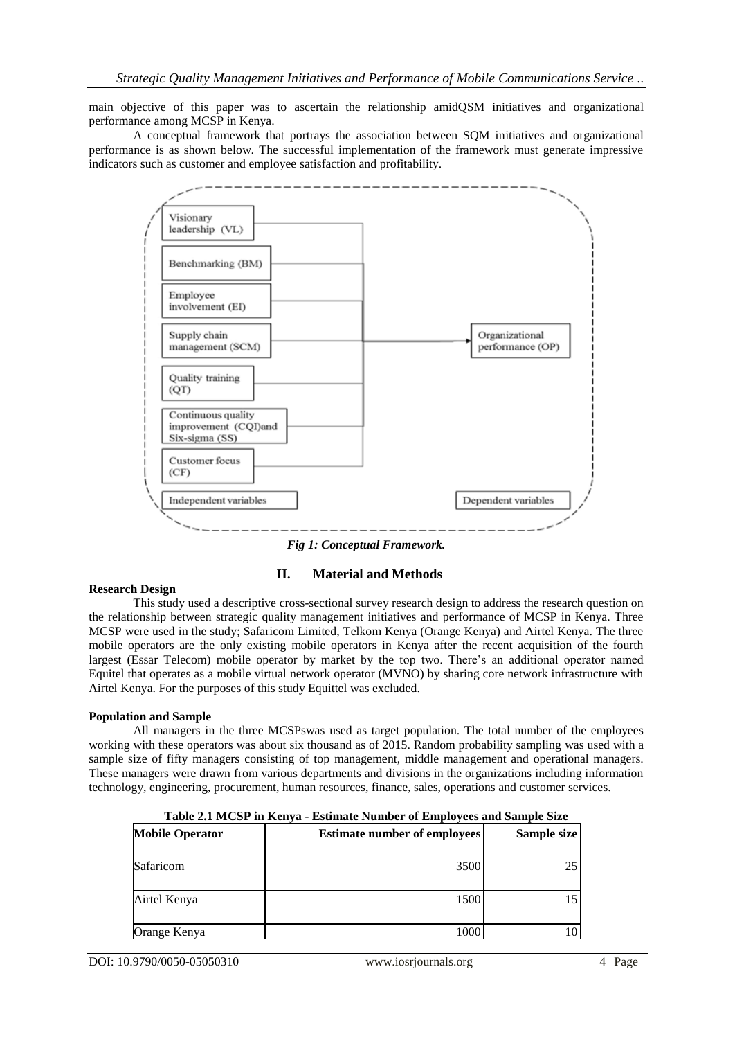main objective of this paper was to ascertain the relationship amidQSM initiatives and organizational performance among MCSP in Kenya.

A conceptual framework that portrays the association between SQM initiatives and organizational performance is as shown below. The successful implementation of the framework must generate impressive indicators such as customer and employee satisfaction and profitability.

*Fig 1: Conceptual Framework.*

## II. Material and Methods

**Research Design**

This study used a descriptive cross-sectional survey research design to address the research question on the relationship between strategic quality management initiatives and performance of MCSP in Kenya. Three MCSP were used in the study; Safaricom Limited, Telkom Kenya (Orange Kenya) and Airtel Kenya. The three mobile operators are the only existing mobile operators in Kenya after the recent acquisition of the fourth largest (Essar Telecom) mobile operator by market by the top two. There's an additional operator named Equitel that operates as a mobile virtual network operator (MVNO) by sharing core network infrastructure with Airtel Kenya. For the purposes of this study Equittel was excluded.

**Population and Sample**

All managers in the three MCSPswas used as target population. The total number of the employees working with these operators was about six thousand as of 2015. Random probability sampling was used with a sample size of fifty managers consisting of top management, middle management and operational managers. These managers were drawn from various departments and divisions in the organizations including information technology, engineering, procurement, human resources, finance, sales, operations and customer services.

**Table 2.1 MCSP in Kenya - Estimate Number of Employees and Sample Size**

| Mobile Operator | Estimate number of employees | Sample size |
|---|---|---|
| Safaricom | 3500 | 25 |
| Airtel Kenya | 1500 | 15 |
| Orange Kenya | 1000 | 10 |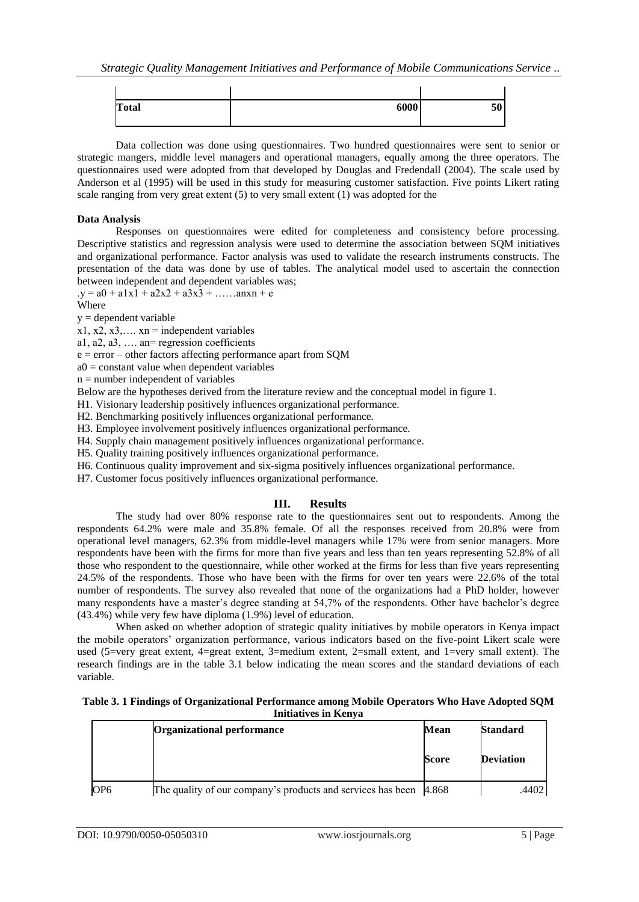| | | |
|---|---|---|
| **Total** | 6000 | 50 |

Data collection was done using questionnaires. Two hundred questionnaires were sent to senior or strategic mangers, middle level managers and operational managers, equally among the three operators. The questionnaires used were adopted from that developed by Douglas and Fredendall (2004). The scale used by Anderson et al (1995) will be used in this study for measuring customer satisfaction. Five points Likert rating scale ranging from very great extent (5) to very small extent (1) was adopted for the

**Data Analysis**

Responses on questionnaires were edited for completeness and consistency before processing. Descriptive statistics and regression analysis were used to determine the association between SQM initiatives and organizational performance. Factor analysis was used to validate the research instruments constructs. The presentation of the data was done by use of tables. The analytical model used to ascertain the connection between independent and dependent variables was;

.$y = a0 + a1x1 + a2x2 + a3x3 + \ldots\ldots anxn + e$

Where

$y$ = dependent variable

$x1, x2, x3, \ldots. xn$ = independent variables

$a1, a2, a3, \ldots. an$= regression coefficients

$e$ = error – other factors affecting performance apart from SQM

$a0$ = constant value when dependent variables

$n$ = number independent of variables

Below are the hypotheses derived from the literature review and the conceptual model in figure 1.

H1. Visionary leadership positively influences organizational performance.

H2. Benchmarking positively influences organizational performance.

H3. Employee involvement positively influences organizational performance.

H4. Supply chain management positively influences organizational performance.

H5. Quality training positively influences organizational performance.

H6. Continuous quality improvement and six-sigma positively influences organizational performance.

H7. Customer focus positively influences organizational performance.

## III. Results

The study had over 80% response rate to the questionnaires sent out to respondents. Among the respondents 64.2% were male and 35.8% female. Of all the responses received from 20.8% were from operational level managers, 62.3% from middle-level managers while 17% were from senior managers. More respondents have been with the firms for more than five years and less than ten years representing 52.8% of all those who respondent to the questionnaire, while other worked at the firms for less than five years representing 24.5% of the respondents. Those who have been with the firms for over ten years were 22.6% of the total number of respondents. The survey also revealed that none of the organizations had a PhD holder, however many respondents have a master's degree standing at 54,7% of the respondents. Other have bachelor's degree (43.4%) while very few have diploma (1.9%) level of education.

When asked on whether adoption of strategic quality initiatives by mobile operators in Kenya impact the mobile operators' organization performance, various indicators based on the five-point Likert scale were used (5=very great extent, 4=great extent, 3=medium extent, 2=small extent, and 1=very small extent). The research findings are in the table 3.1 below indicating the mean scores and the standard deviations of each variable.

**Table 3. 1 Findings of Organizational Performance among Mobile Operators Who Have Adopted SQM Initiatives in Kenya**

| | Organizational performance | Mean Score | Standard Deviation |
|---|---|---|---|
| OP6 | The quality of our company's products and services has been | 4.868 | .4402 |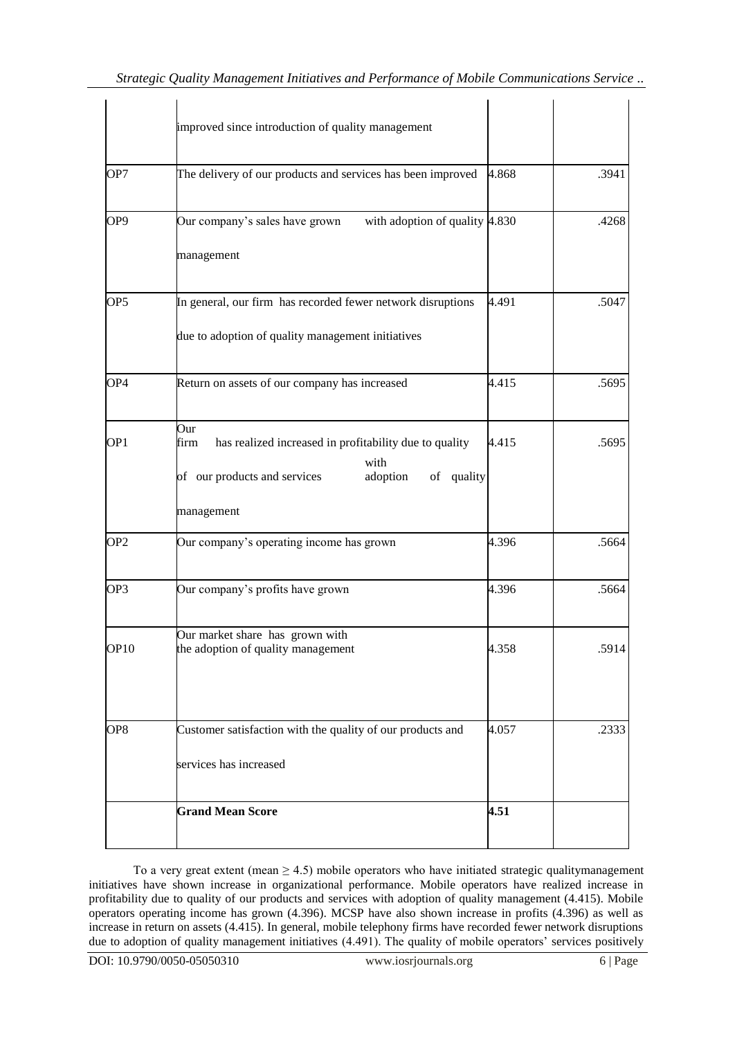| | | | |
|---|---|---|---|
| | improved since introduction of quality management | | |
| OP7 | The delivery of our products and services has been improved | 4.868 | .3941 |
| OP9 | Our company's sales have grown with adoption of quality management | 4.830 | .4268 |
| OP5 | In general, our firm has recorded fewer network disruptions due to adoption of quality management initiatives | 4.491 | .5047 |
| OP4 | Return on assets of our company has increased | 4.415 | .5695 |
| OP1 | Our firm has realized increased in profitability due to quality of our products and services with adoption of quality management | 4.415 | .5695 |
| OP2 | Our company's operating income has grown | 4.396 | .5664 |
| OP3 | Our company's profits have grown | 4.396 | .5664 |
| OP10 | Our market share has grown with the adoption of quality management | 4.358 | .5914 |
| OP8 | Customer satisfaction with the quality of our products and services has increased | 4.057 | .2333 |
| | **Grand Mean Score** | **4.51** | |

To a very great extent (mean ≥ 4.5) mobile operators who have initiated strategic qualitymanagement initiatives have shown increase in organizational performance. Mobile operators have realized increase in profitability due to quality of our products and services with adoption of quality management (4.415). Mobile operators operating income has grown (4.396). MCSP have also shown increase in profits (4.396) as well as increase in return on assets (4.415). In general, mobile telephony firms have recorded fewer network disruptions due to adoption of quality management initiatives (4.491). The quality of mobile operators' services positively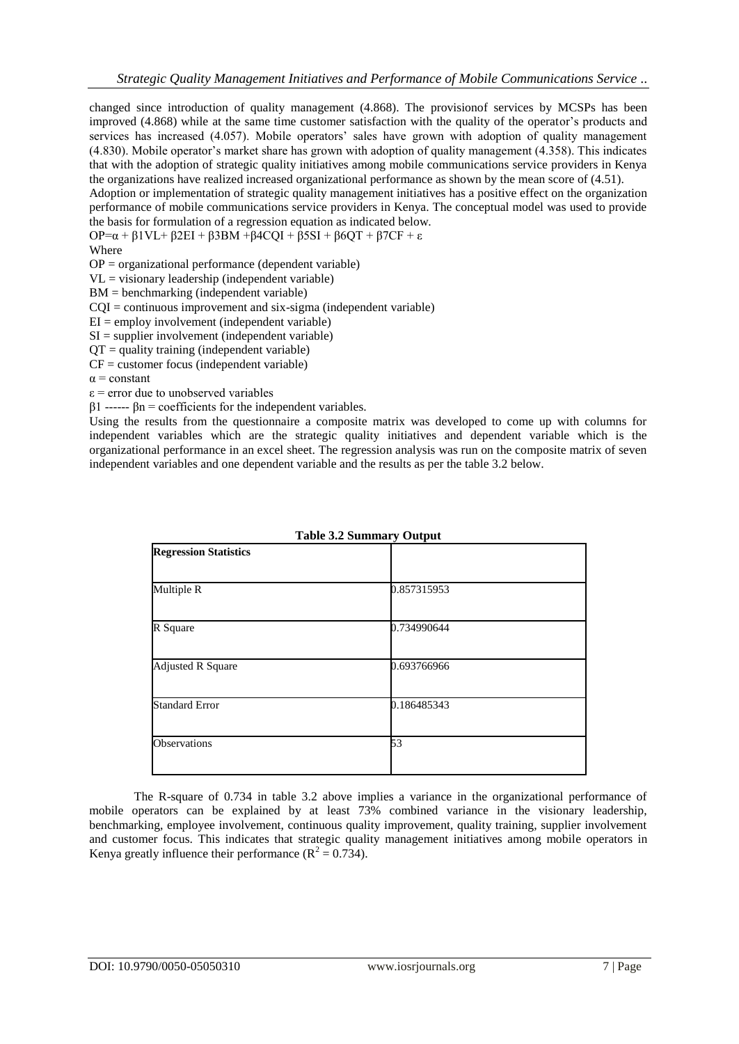changed since introduction of quality management (4.868). The provisionof services by MCSPs has been improved (4.868) while at the same time customer satisfaction with the quality of the operator's products and services has increased (4.057). Mobile operators' sales have grown with adoption of quality management (4.830). Mobile operator's market share has grown with adoption of quality management (4.358). This indicates that with the adoption of strategic quality initiatives among mobile communications service providers in Kenya the organizations have realized increased organizational performance as shown by the mean score of (4.51).

Adoption or implementation of strategic quality management initiatives has a positive effect on the organization performance of mobile communications service providers in Kenya. The conceptual model was used to provide the basis for formulation of a regression equation as indicated below.

$OP=\alpha + \beta 1VL+ \beta 2EI + \beta 3BM +\beta 4CQI + \beta 5SI + \beta 6QT + \beta 7CF + \varepsilon$

Where

OP = organizational performance (dependent variable)

VL = visionary leadership (independent variable)

BM = benchmarking (independent variable)

CQI = continuous improvement and six-sigma (independent variable)

EI = employ involvement (independent variable)

SI = supplier involvement (independent variable)

QT = quality training (independent variable)

CF = customer focus (independent variable)

$\alpha$ = constant

$\varepsilon$ = error due to unobserved variables

$\beta 1$ ------ $\beta n$ = coefficients for the independent variables.

Using the results from the questionnaire a composite matrix was developed to come up with columns for independent variables which are the strategic quality initiatives and dependent variable which is the organizational performance in an excel sheet. The regression analysis was run on the composite matrix of seven independent variables and one dependent variable and the results as per the table 3.2 below.

**Table 3.2 Summary Output**

| **Regression Statistics** | |
|---|---|
| Multiple R | 0.857315953 |
| R Square | 0.734990644 |
| Adjusted R Square | 0.693766966 |
| Standard Error | 0.186485343 |
| Observations | 53 |

The R-square of 0.734 in table 3.2 above implies a variance in the organizational performance of mobile operators can be explained by at least 73% combined variance in the visionary leadership, benchmarking, employee involvement, continuous quality improvement, quality training, supplier involvement and customer focus. This indicates that strategic quality management initiatives among mobile operators in Kenya greatly influence their performance ($R^2 = 0.734$).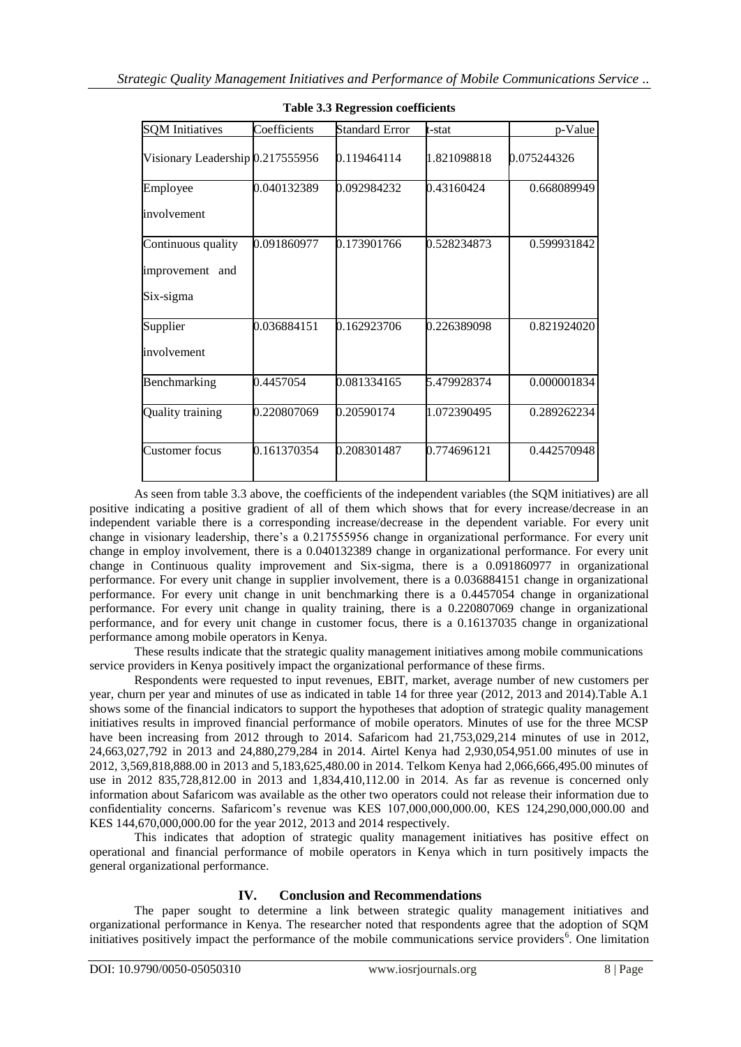**Table 3.3 Regression coefficients**

| SQM Initiatives | Coefficients | Standard Error | t-stat | p-Value |
| --- | --- | --- | --- | --- |
| Visionary Leadership | 0.217555956 | 0.119464114 | 1.821098818 | 0.075244326 |
| Employee involvement | 0.040132389 | 0.092984232 | 0.43160424 | 0.668089949 |
| Continuous quality improvement and Six-sigma | 0.091860977 | 0.173901766 | 0.528234873 | 0.599931842 |
| Supplier involvement | 0.036884151 | 0.162923706 | 0.226389098 | 0.821924020 |
| Benchmarking | 0.4457054 | 0.081334165 | 5.479928374 | 0.000001834 |
| Quality training | 0.220807069 | 0.20590174 | 1.072390495 | 0.289262234 |
| Customer focus | 0.161370354 | 0.208301487 | 0.774696121 | 0.442570948 |

As seen from table 3.3 above, the coefficients of the independent variables (the SQM initiatives) are all positive indicating a positive gradient of all of them which shows that for every increase/decrease in an independent variable there is a corresponding increase/decrease in the dependent variable. For every unit change in visionary leadership, there's a 0.217555956 change in organizational performance. For every unit change in employ involvement, there is a 0.040132389 change in organizational performance. For every unit change in Continuous quality improvement and Six-sigma, there is a 0.091860977 in organizational performance. For every unit change in supplier involvement, there is a 0.036884151 change in organizational performance. For every unit change in unit benchmarking there is a 0.4457054 change in organizational performance. For every unit change in quality training, there is a 0.220807069 change in organizational performance, and for every unit change in customer focus, there is a 0.16137035 change in organizational performance among mobile operators in Kenya.

These results indicate that the strategic quality management initiatives among mobile communications service providers in Kenya positively impact the organizational performance of these firms.

Respondents were requested to input revenues, EBIT, market, average number of new customers per year, churn per year and minutes of use as indicated in table 14 for three year (2012, 2013 and 2014).Table A.1 shows some of the financial indicators to support the hypotheses that adoption of strategic quality management initiatives results in improved financial performance of mobile operators. Minutes of use for the three MCSP have been increasing from 2012 through to 2014. Safaricom had 21,753,029,214 minutes of use in 2012, 24,663,027,792 in 2013 and 24,880,279,284 in 2014. Airtel Kenya had 2,930,054,951.00 minutes of use in 2012, 3,569,818,888.00 in 2013 and 5,183,625,480.00 in 2014. Telkom Kenya had 2,066,666,495.00 minutes of use in 2012 835,728,812.00 in 2013 and 1,834,410,112.00 in 2014. As far as revenue is concerned only information about Safaricom was available as the other two operators could not release their information due to confidentiality concerns. Safaricom's revenue was KES 107,000,000,000.00, KES 124,290,000,000.00 and KES 144,670,000,000.00 for the year 2012, 2013 and 2014 respectively.

This indicates that adoption of strategic quality management initiatives has positive effect on operational and financial performance of mobile operators in Kenya which in turn positively impacts the general organizational performance.

## IV. Conclusion and Recommendations

The paper sought to determine a link between strategic quality management initiatives and organizational performance in Kenya. The researcher noted that respondents agree that the adoption of SQM initiatives positively impact the performance of the mobile communications service providers[6]. One limitation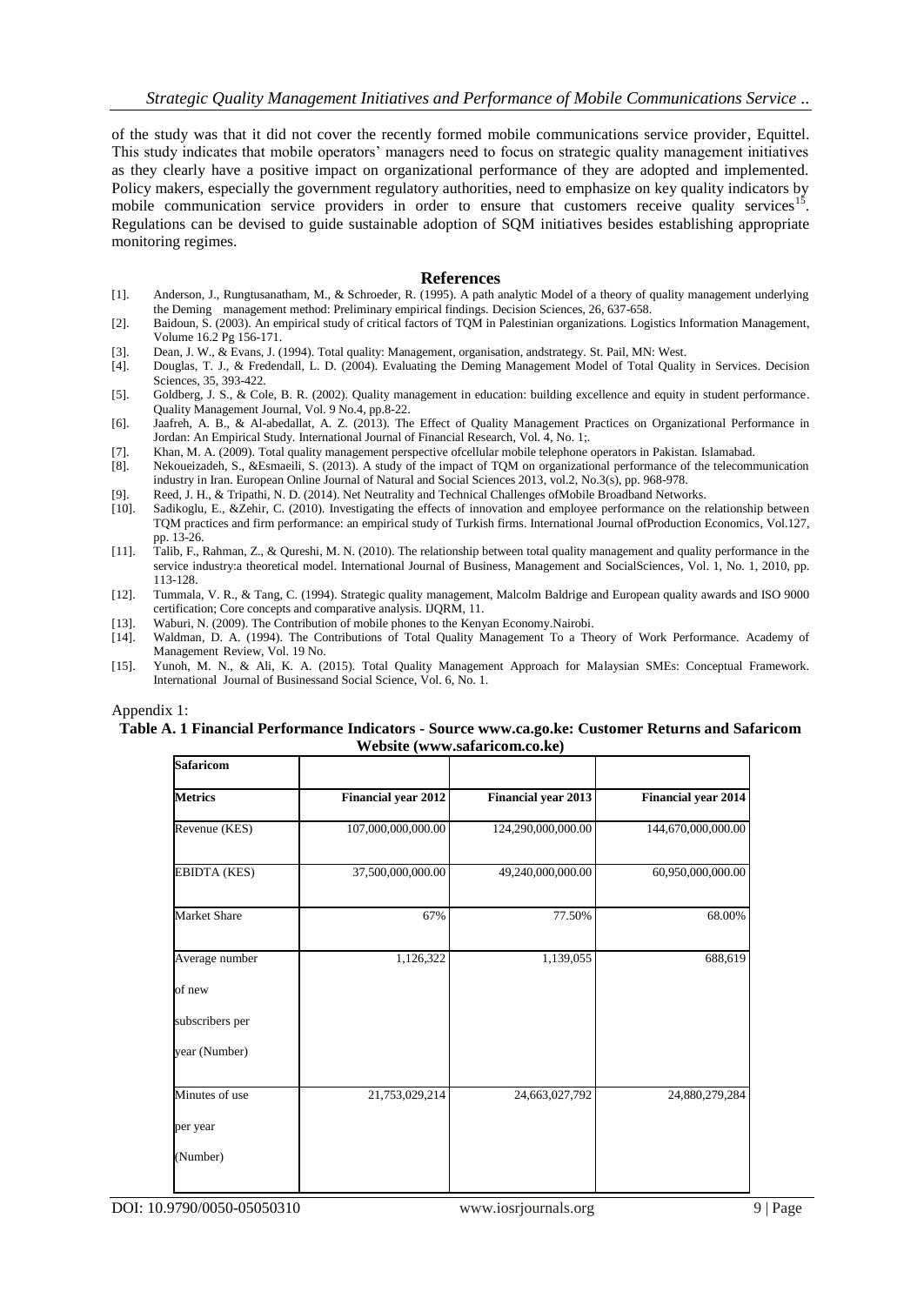of the study was that it did not cover the recently formed mobile communications service provider, Equittel. This study indicates that mobile operators' managers need to focus on strategic quality management initiatives as they clearly have a positive impact on organizational performance of they are adopted and implemented. Policy makers, especially the government regulatory authorities, need to emphasize on key quality indicators by mobile communication service providers in order to ensure that customers receive quality services[15]. Regulations can be devised to guide sustainable adoption of SQM initiatives besides establishing appropriate monitoring regimes.

## References

[1]. Anderson, J., Rungtusanatham, M., & Schroeder, R. (1995). A path analytic Model of a theory of quality management underlying the Deming management method: Preliminary empirical findings. Decision Sciences, 26, 637-658.

[2]. Baidoun, S. (2003). An empirical study of critical factors of TQM in Palestinian organizations. Logistics Information Management, Volume 16.2 Pg 156-171.

[3]. Dean, J. W., & Evans, J. (1994). Total quality: Management, organisation, andstrategy. St. Pail, MN: West.

[4]. Douglas, T. J., & Fredendall, L. D. (2004). Evaluating the Deming Management Model of Total Quality in Services. Decision Sciences, 35, 393-422.

[5]. Goldberg, J. S., & Cole, B. R. (2002). Quality management in education: building excellence and equity in student performance. Quality Management Journal, Vol. 9 No.4, pp.8-22.

[6]. Jaafreh, A. B., & Al-abedallat, A. Z. (2013). The Effect of Quality Management Practices on Organizational Performance in Jordan: An Empirical Study. International Journal of Financial Research, Vol. 4, No. 1;.

[7]. Khan, M. A. (2009). Total quality management perspective ofcellular mobile telephone operators in Pakistan. Islamabad.

[8]. Nekoueizadeh, S., &Esmaeili, S. (2013). A study of the impact of TQM on organizational performance of the telecommunication industry in Iran. European Online Journal of Natural and Social Sciences 2013, vol.2, No.3(s), pp. 968-978.

[9]. Reed, J. H., & Tripathi, N. D. (2014). Net Neutrality and Technical Challenges ofMobile Broadband Networks.

[10]. Sadikoglu, E., &Zehir, C. (2010). Investigating the effects of innovation and employee performance on the relationship between TQM practices and firm performance: an empirical study of Turkish firms. International Journal ofProduction Economics, Vol.127, pp. 13-26.

[11]. Talib, F., Rahman, Z., & Qureshi, M. N. (2010). The relationship between total quality management and quality performance in the service industry:a theoretical model. International Journal of Business, Management and SocialSciences, Vol. 1, No. 1, 2010, pp. 113-128.

[12]. Tummala, V. R., & Tang, C. (1994). Strategic quality management, Malcolm Baldrige and European quality awards and ISO 9000 certification; Core concepts and comparative analysis. IJQRM, 11.

[13]. Waburi, N. (2009). The Contribution of mobile phones to the Kenyan Economy.Nairobi.

[14]. Waldman, D. A. (1994). The Contributions of Total Quality Management To a Theory of Work Performance. Academy of Management Review, Vol. 19 No.

[15]. Yunoh, M. N., & Ali, K. A. (2015). Total Quality Management Approach for Malaysian SMEs: Conceptual Framework. International Journal of Businessand Social Science, Vol. 6, No. 1.

Appendix 1:

**Table A. 1 Financial Performance Indicators - Source www.ca.go.ke: Customer Returns and Safaricom Website (www.safaricom.co.ke)**

| **Safaricom** | | | |
|---|---|---|---|
| **Metrics** | **Financial year 2012** | **Financial year 2013** | **Financial year 2014** |
| Revenue (KES) | 107,000,000,000.00 | 124,290,000,000.00 | 144,670,000,000.00 |
| EBIDTA (KES) | 37,500,000,000.00 | 49,240,000,000.00 | 60,950,000,000.00 |
| Market Share | 67% | 77.50% | 68.00% |
| Average number of new subscribers per year (Number) | 1,126,322 | 1,139,055 | 688,619 |
| Minutes of use per year (Number) | 21,753,029,214 | 24,663,027,792 | 24,880,279,284 |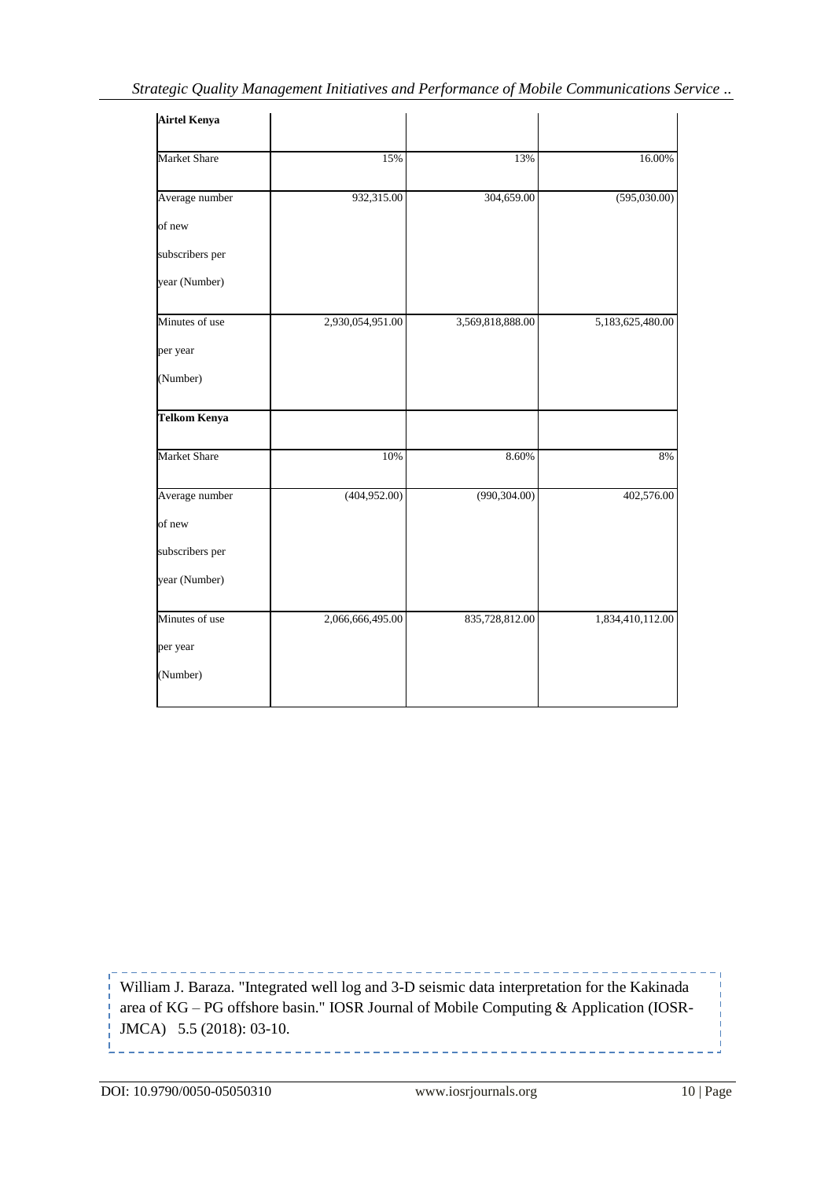| | | | |
|---|---|---|---|
| **Airtel Kenya** | | | |
| Market Share | 15% | 13% | 16.00% |
| Average number of new subscribers per year (Number) | 932,315.00 | 304,659.00 | (595,030.00) |
| Minutes of use per year (Number) | 2,930,054,951.00 | 3,569,818,888.00 | 5,183,625,480.00 |
| **Telkom Kenya** | | | |
| Market Share | 10% | 8.60% | 8% |
| Average number of new subscribers per year (Number) | (404,952.00) | (990,304.00) | 402,576.00 |
| Minutes of use per year (Number) | 2,066,666,495.00 | 835,728,812.00 | 1,834,410,112.00 |

William J. Baraza. "Integrated well log and 3-D seismic data interpretation for the Kakinada area of KG – PG offshore basin." IOSR Journal of Mobile Computing & Application (IOSR-JMCA) 5.5 (2018): 03-10.